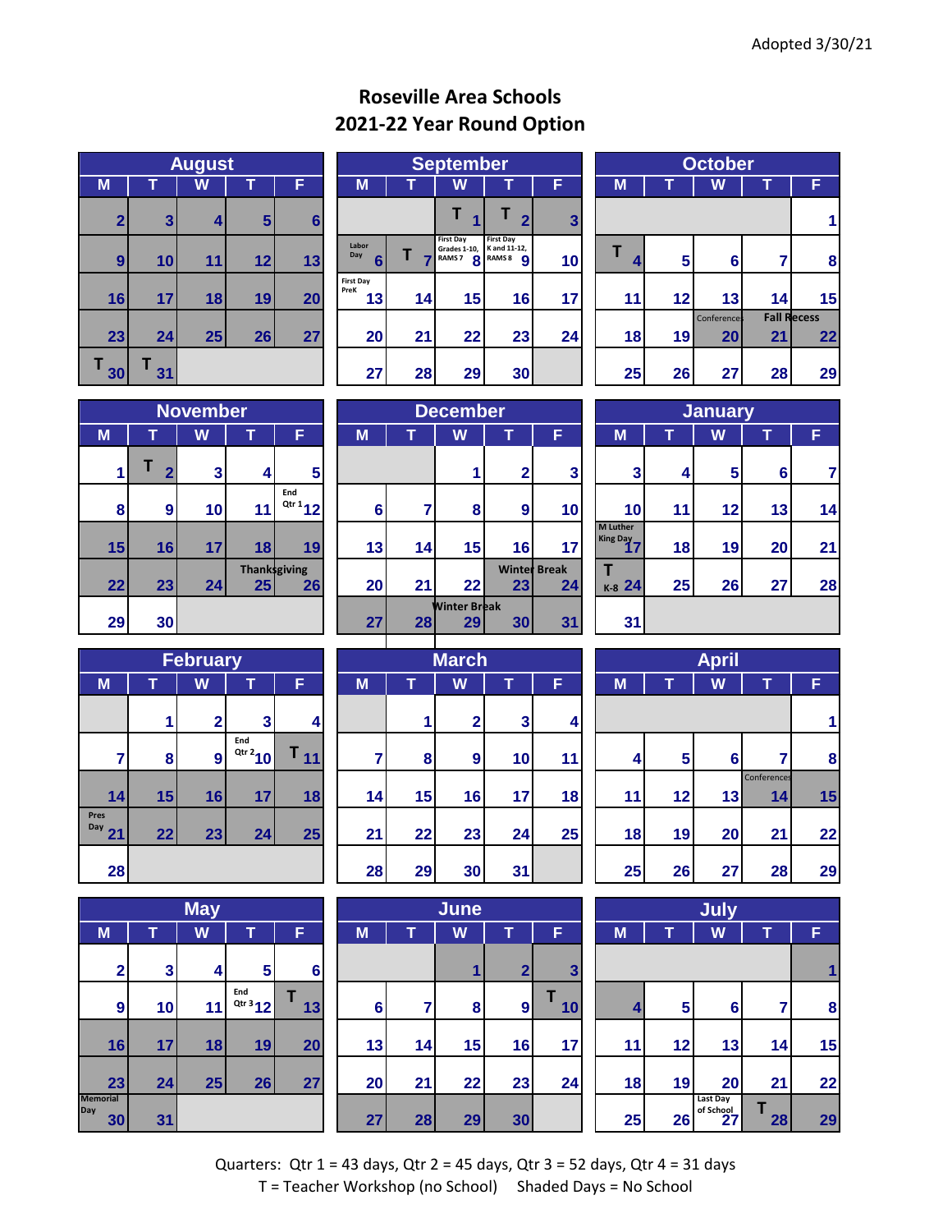Adopted 3/30/21

# Roseville Area Schools
## 2021-22 Year Round Option

### August

| M | T | W | T | F |
|---|---|---|---|---|
| 2 | 3 | 4 | 5 | 6 |
| 9 | 10 | 11 | 12 | 13 |
| 16 | 17 | 18 | 19 | 20 |
| 23 | 24 | 25 | 26 | 27 |
| T 30 | T 31 | | | |

### September

| M | T | W | T | F |
|---|---|---|---|---|
| | | T 1 | T 2 | 3 |
| Labor Day 6 | T 7 | First Day Grades 1-10, RAMS 7 8 | First Day K and 11-12, RAMS 8 9 | 10 |
| First Day PreK 13 | 14 | 15 | 16 | 17 |
| 20 | 21 | 22 | 23 | 24 |
| 27 | 28 | 29 | 30 | |

### October

| M | T | W | T | F |
|---|---|---|---|---|
| | | | | 1 |
| T 4 | 5 | 6 | 7 | 8 |
| 11 | 12 | 13 | 14 | 15 |
| 18 | 19 | Conferences 20 | Fall Recess 21 | 22 |
| 25 | 26 | 27 | 28 | 29 |

### November

| M | T | W | T | F |
|---|---|---|---|---|
| 1 | T 2 | 3 | 4 | 5 |
| 8 | 9 | 10 | 11 | End Qtr 1 12 |
| 15 | 16 | 17 | 18 | 19 |
| 22 | 23 | 24 | Thanksgiving 25 | 26 |
| 29 | 30 | | | |

### December

| M | T | W | T | F |
|---|---|---|---|---|
| | | 1 | 2 | 3 |
| 6 | 7 | 8 | 9 | 10 |
| 13 | 14 | 15 | 16 | 17 |
| 20 | 21 | 22 | Winter Break 23 | 24 |
| 27 | 28 | Winter Break 29 | 30 | 31 |

### January

| M | T | W | T | F |
|---|---|---|---|---|
| 3 | 4 | 5 | 6 | 7 |
| 10 | 11 | 12 | 13 | 14 |
| M Luther King Day 17 | 18 | 19 | 20 | 21 |
| T K-8 24 | 25 | 26 | 27 | 28 |
| 31 | | | | |

### February

| M | T | W | T | F |
|---|---|---|---|---|
| | 1 | 2 | 3 | 4 |
| 7 | 8 | 9 | End Qtr 2 10 | T 11 |
| 14 | 15 | 16 | 17 | 18 |
| Pres Day 21 | 22 | 23 | 24 | 25 |
| 28 | | | | |

### March

| M | T | W | T | F |
|---|---|---|---|---|
| | 1 | 2 | 3 | 4 |
| 7 | 8 | 9 | 10 | 11 |
| 14 | 15 | 16 | 17 | 18 |
| 21 | 22 | 23 | 24 | 25 |
| 28 | 29 | 30 | 31 | |

### April

| M | T | W | T | F |
|---|---|---|---|---|
| | | | | 1 |
| 4 | 5 | 6 | 7 | 8 |
| 11 | 12 | 13 | Conferences 14 | 15 |
| 18 | 19 | 20 | 21 | 22 |
| 25 | 26 | 27 | 28 | 29 |

### May

| M | T | W | T | F |
|---|---|---|---|---|
| 2 | 3 | 4 | 5 | 6 |
| 9 | 10 | 11 | End Qtr 3 12 | T 13 |
| 16 | 17 | 18 | 19 | 20 |
| 23 | 24 | 25 | 26 | 27 |
| Memorial Day 30 | 31 | | | |

### June

| M | T | W | T | F |
|---|---|---|---|---|
| | | 1 | 2 | 3 |
| 6 | 7 | 8 | 9 | T 10 |
| 13 | 14 | 15 | 16 | 17 |
| 20 | 21 | 22 | 23 | 24 |
| 27 | 28 | 29 | 30 | |

### July

| M | T | W | T | F |
|---|---|---|---|---|
| | | | | 1 |
| 4 | 5 | 6 | 7 | 8 |
| 11 | 12 | 13 | 14 | 15 |
| 18 | 19 | 20 | 21 | 22 |
| 25 | 26 | Last Day of School 27 | T 28 | 29 |

Quarters: Qtr 1 = 43 days, Qtr 2 = 45 days, Qtr 3 = 52 days, Qtr 4 = 31 days

T = Teacher Workshop (no School) Shaded Days = No School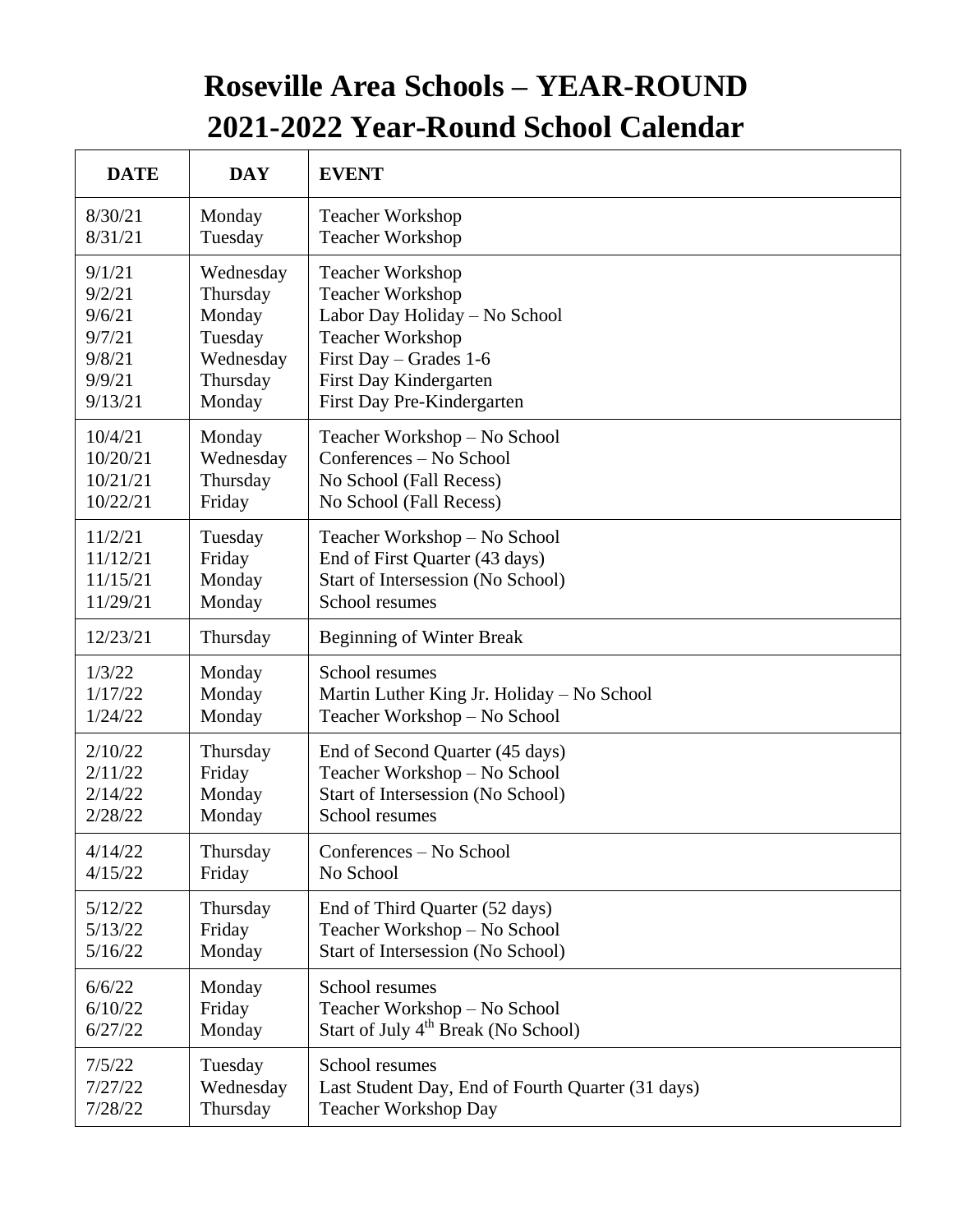# Roseville Area Schools – YEAR-ROUND
# 2021-2022 Year-Round School Calendar

| DATE | DAY | EVENT |
|---|---|---|
| 8/30/21 | Monday | Teacher Workshop |
| 8/31/21 | Tuesday | Teacher Workshop |
| 9/1/21 | Wednesday | Teacher Workshop |
| 9/2/21 | Thursday | Teacher Workshop |
| 9/6/21 | Monday | Labor Day Holiday – No School |
| 9/7/21 | Tuesday | Teacher Workshop |
| 9/8/21 | Wednesday | First Day – Grades 1-6 |
| 9/9/21 | Thursday | First Day Kindergarten |
| 9/13/21 | Monday | First Day Pre-Kindergarten |
| 10/4/21 | Monday | Teacher Workshop – No School |
| 10/20/21 | Wednesday | Conferences – No School |
| 10/21/21 | Thursday | No School (Fall Recess) |
| 10/22/21 | Friday | No School (Fall Recess) |
| 11/2/21 | Tuesday | Teacher Workshop – No School |
| 11/12/21 | Friday | End of First Quarter (43 days) |
| 11/15/21 | Monday | Start of Intersession (No School) |
| 11/29/21 | Monday | School resumes |
| 12/23/21 | Thursday | Beginning of Winter Break |
| 1/3/22 | Monday | School resumes |
| 1/17/22 | Monday | Martin Luther King Jr. Holiday – No School |
| 1/24/22 | Monday | Teacher Workshop – No School |
| 2/10/22 | Thursday | End of Second Quarter (45 days) |
| 2/11/22 | Friday | Teacher Workshop – No School |
| 2/14/22 | Monday | Start of Intersession (No School) |
| 2/28/22 | Monday | School resumes |
| 4/14/22 | Thursday | Conferences – No School |
| 4/15/22 | Friday | No School |
| 5/12/22 | Thursday | End of Third Quarter (52 days) |
| 5/13/22 | Friday | Teacher Workshop – No School |
| 5/16/22 | Monday | Start of Intersession (No School) |
| 6/6/22 | Monday | School resumes |
| 6/10/22 | Friday | Teacher Workshop – No School |
| 6/27/22 | Monday | Start of July 4th Break (No School) |
| 7/5/22 | Tuesday | School resumes |
| 7/27/22 | Wednesday | Last Student Day, End of Fourth Quarter (31 days) |
| 7/28/22 | Thursday | Teacher Workshop Day |